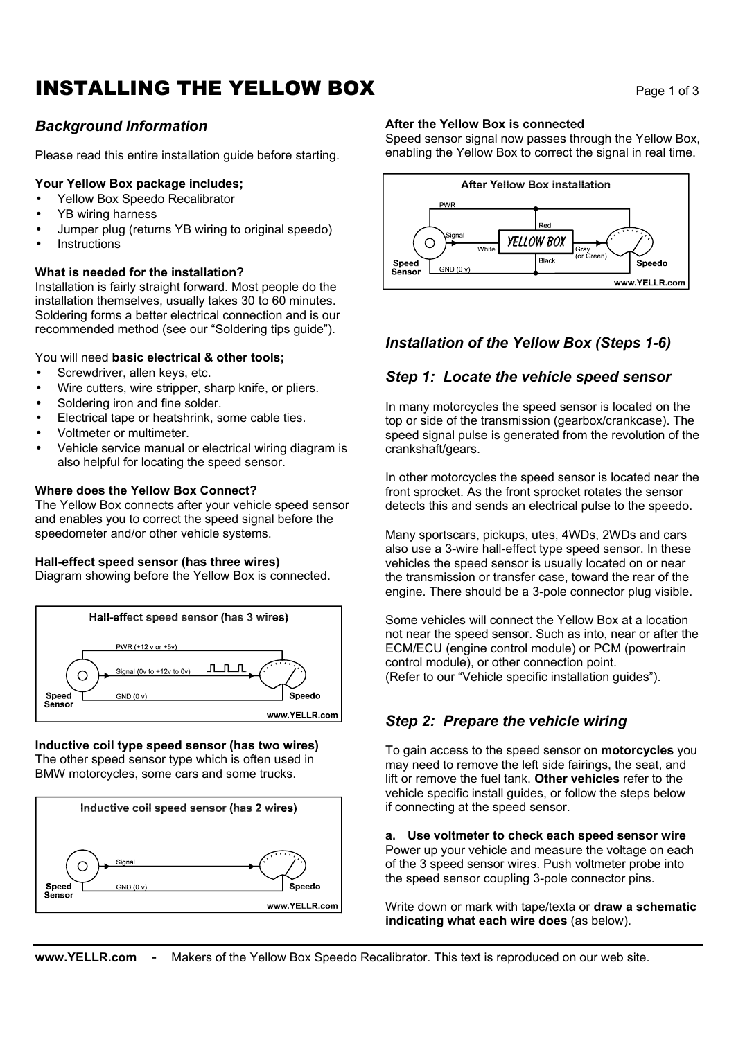# INSTALLING THE YELLOW BOX

## *Background Information*

Please read this entire installation guide before starting.

**Your Yellow Box package includes;**

- Yellow Box Speedo Recalibrator
- YB wiring harness
- Jumper plug (returns YB wiring to original speedo)
- Instructions

**What is needed for the installation?**
Installation is fairly straight forward. Most people do the installation themselves, usually takes 30 to 60 minutes. Soldering forms a better electrical connection and is our recommended method (see our "Soldering tips guide").

You will need **basic electrical & other tools;**

- Screwdriver, allen keys, etc.
- Wire cutters, wire stripper, sharp knife, or pliers.
- Soldering iron and fine solder.
- Electrical tape or heatshrink, some cable ties.
- Voltmeter or multimeter.
- Vehicle service manual or electrical wiring diagram is also helpful for locating the speed sensor.

**Where does the Yellow Box Connect?**
The Yellow Box connects after your vehicle speed sensor and enables you to correct the speed signal before the speedometer and/or other vehicle systems.

**Hall-effect speed sensor (has three wires)**
Diagram showing before the Yellow Box is connected.

**Hall-effect speed sensor (has 3 wires)**

PWR (+12 v or +5v)
Signal (0v to +12v to 0v)
GND (0 v)
Speed Sensor
Speedo
www.YELLR.com

**Inductive coil type speed sensor (has two wires)**
The other speed sensor type which is often used in BMW motorcycles, some cars and some trucks.

**Inductive coil speed sensor (has 2 wires)**

Signal
GND (0 v)
Speed Sensor
Speedo
www.YELLR.com

**After the Yellow Box is connected**
Speed sensor signal now passes through the Yellow Box, enabling the Yellow Box to correct the signal in real time.

**After Yellow Box installation**

PWR
Signal
White
Red
YELLOW BOX
Black
Gray (or Green)
Speed Sensor
GND (0 v)
Speedo
www.YELLR.com

## *Installation of the Yellow Box (Steps 1-6)*

## *Step 1: Locate the vehicle speed sensor*

In many motorcycles the speed sensor is located on the top or side of the transmission (gearbox/crankcase). The speed signal pulse is generated from the revolution of the crankshaft/gears.

In other motorcycles the speed sensor is located near the front sprocket. As the front sprocket rotates the sensor detects this and sends an electrical pulse to the speedo.

Many sportscars, pickups, utes, 4WDs, 2WDs and cars also use a 3-wire hall-effect type speed sensor. In these vehicles the speed sensor is usually located on or near the transmission or transfer case, toward the rear of the engine. There should be a 3-pole connector plug visible.

Some vehicles will connect the Yellow Box at a location not near the speed sensor. Such as into, near or after the ECM/ECU (engine control module) or PCM (powertrain control module), or other connection point.
(Refer to our "Vehicle specific installation guides").

## *Step 2: Prepare the vehicle wiring*

To gain access to the speed sensor on **motorcycles** you may need to remove the left side fairings, the seat, and lift or remove the fuel tank. **Other vehicles** refer to the vehicle specific install guides, or follow the steps below if connecting at the speed sensor.

**a. Use voltmeter to check each speed sensor wire**
Power up your vehicle and measure the voltage on each of the 3 speed sensor wires. Push voltmeter probe into the speed sensor coupling 3-pole connector pins.

Write down or mark with tape/texta or **draw a schematic indicating what each wire does** (as below).

www.YELLR.com - Makers of the Yellow Box Speedo Recalibrator. This text is reproduced on our web site.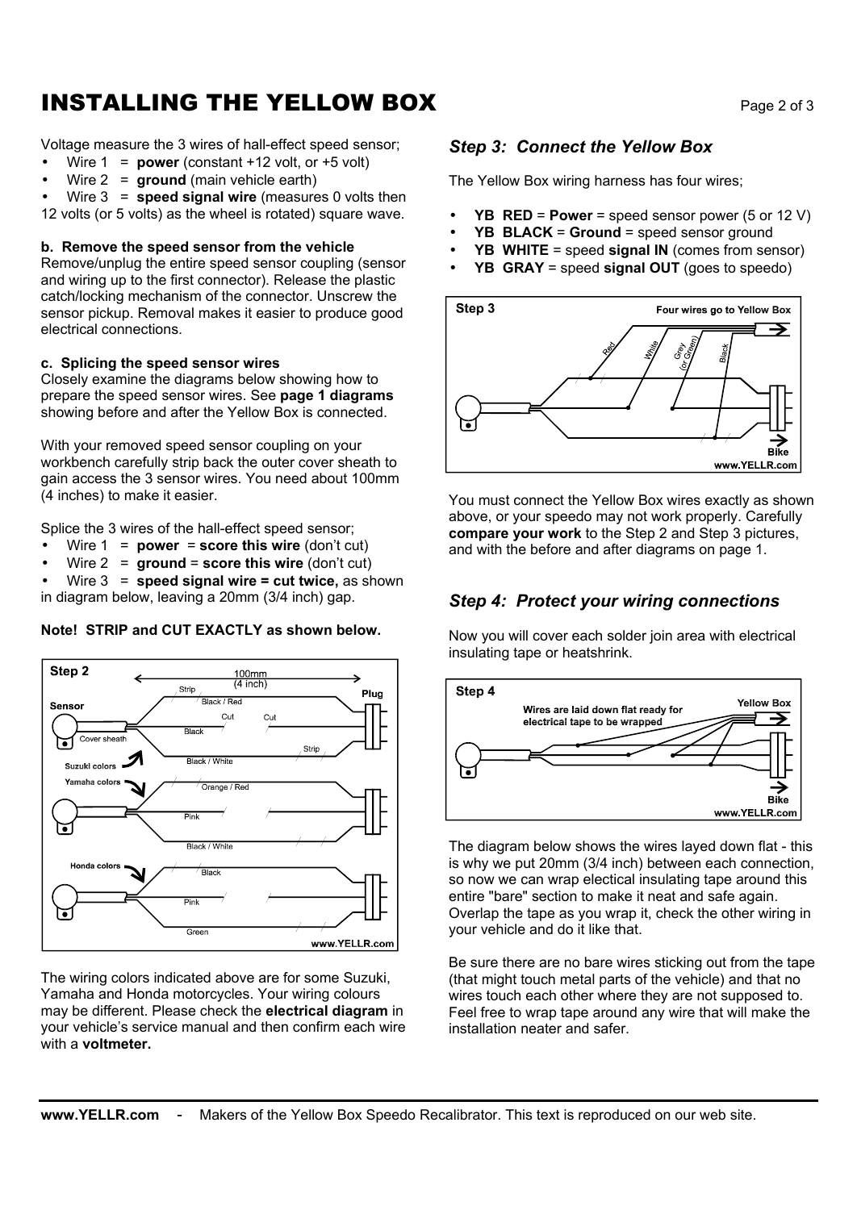# INSTALLING THE YELLOW BOX

Voltage measure the 3 wires of hall-effect speed sensor;

- Wire 1 = **power** (constant +12 volt, or +5 volt)
- Wire 2 = **ground** (main vehicle earth)
- Wire 3 = **speed signal wire** (measures 0 volts then 12 volts (or 5 volts) as the wheel is rotated) square wave.

**b. Remove the speed sensor from the vehicle**

Remove/unplug the entire speed sensor coupling (sensor and wiring up to the first connector). Release the plastic catch/locking mechanism of the connector. Unscrew the sensor pickup. Removal makes it easier to produce good electrical connections.

**c. Splicing the speed sensor wires**

Closely examine the diagrams below showing how to prepare the speed sensor wires. See **page 1 diagrams** showing before and after the Yellow Box is connected.

With your removed speed sensor coupling on your workbench carefully strip back the outer cover sheath to gain access the 3 sensor wires. You need about 100mm (4 inches) to make it easier.

Splice the 3 wires of the hall-effect speed sensor;

- Wire 1 = **power** = **score this wire** (don't cut)
- Wire 2 = **ground** = **score this wire** (don't cut)
- Wire 3 = **speed signal wire = cut twice,** as shown in diagram below, leaving a 20mm (3/4 inch) gap.

**Note! STRIP and CUT EXACTLY as shown below.**

The wiring colors indicated above are for some Suzuki, Yamaha and Honda motorcycles. Your wiring colours may be different. Please check the **electrical diagram** in your vehicle's service manual and then confirm each wire with a **voltmeter.**

## *Step 3: Connect the Yellow Box*

The Yellow Box wiring harness has four wires;

- **YB RED** = **Power** = speed sensor power (5 or 12 V)
- **YB BLACK** = **Ground** = speed sensor ground
- **YB WHITE** = speed **signal IN** (comes from sensor)
- **YB GRAY** = speed **signal OUT** (goes to speedo)

You must connect the Yellow Box wires exactly as shown above, or your speedo may not work properly. Carefully **compare your work** to the Step 2 and Step 3 pictures, and with the before and after diagrams on page 1.

## *Step 4: Protect your wiring connections*

Now you will cover each solder join area with electrical insulating tape or heatshrink.

The diagram below shows the wires layed down flat - this is why we put 20mm (3/4 inch) between each connection, so now we can wrap electical insulating tape around this entire "bare" section to make it neat and safe again. Overlap the tape as you wrap it, check the other wiring in your vehicle and do it like that.

Be sure there are no bare wires sticking out from the tape (that might touch metal parts of the vehicle) and that no wires touch each other where they are not supposed to. Feel free to wrap tape around any wire that will make the installation neater and safer.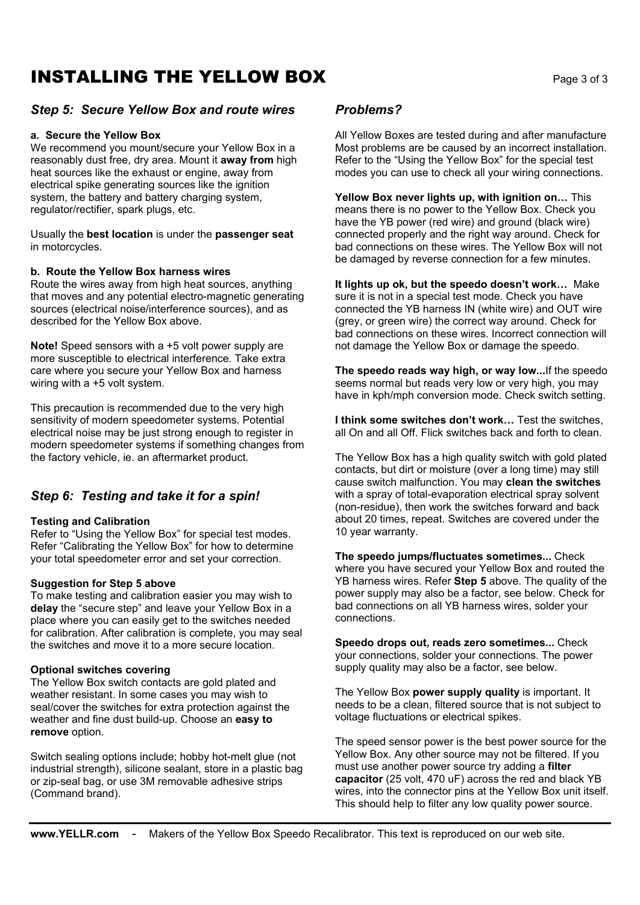# INSTALLING THE YELLOW BOX

## *Step 5: Secure Yellow Box and route wires*

**a. Secure the Yellow Box**

We recommend you mount/secure your Yellow Box in a reasonably dust free, dry area. Mount it **away from** high heat sources like the exhaust or engine, away from electrical spike generating sources like the ignition system, the battery and battery charging system, regulator/rectifier, spark plugs, etc.

Usually the **best location** is under the **passenger seat** in motorcycles.

**b. Route the Yellow Box harness wires**

Route the wires away from high heat sources, anything that moves and any potential electro-magnetic generating sources (electrical noise/interference sources), and as described for the Yellow Box above.

**Note!** Speed sensors with a +5 volt power supply are more susceptible to electrical interference. Take extra care where you secure your Yellow Box and harness wiring with a +5 volt system.

This precaution is recommended due to the very high sensitivity of modern speedometer systems. Potential electrical noise may be just strong enough to register in modern speedometer systems if something changes from the factory vehicle, ie. an aftermarket product.

## *Step 6: Testing and take it for a spin!*

**Testing and Calibration**

Refer to “Using the Yellow Box” for special test modes. Refer “Calibrating the Yellow Box” for how to determine your total speedometer error and set your correction.

**Suggestion for Step 5 above**

To make testing and calibration easier you may wish to **delay** the “secure step” and leave your Yellow Box in a place where you can easily get to the switches needed for calibration. After calibration is complete, you may seal the switches and move it to a more secure location.

**Optional switches covering**

The Yellow Box switch contacts are gold plated and weather resistant. In some cases you may wish to seal/cover the switches for extra protection against the weather and fine dust build-up. Choose an **easy to remove** option.

Switch sealing options include; hobby hot-melt glue (not industrial strength), silicone sealant, store in a plastic bag or zip-seal bag, or use 3M removable adhesive strips (Command brand).

## *Problems?*

All Yellow Boxes are tested during and after manufacture Most problems are be caused by an incorrect installation. Refer to the “Using the Yellow Box” for the special test modes you can use to check all your wiring connections.

**Yellow Box never lights up, with ignition on…** This means there is no power to the Yellow Box. Check you have the YB power (red wire) and ground (black wire) connected properly and the right way around. Check for bad connections on these wires. The Yellow Box will not be damaged by reverse connection for a few minutes.

**It lights up ok, but the speedo doesn’t work…** Make sure it is not in a special test mode. Check you have connected the YB harness IN (white wire) and OUT wire (grey, or green wire) the correct way around. Check for bad connections on these wires. Incorrect connection will not damage the Yellow Box or damage the speedo.

**The speedo reads way high, or way low...**If the speedo seems normal but reads very low or very high, you may have in kph/mph conversion mode. Check switch setting.

**I think some switches don’t work…** Test the switches, all On and all Off. Flick switches back and forth to clean.

The Yellow Box has a high quality switch with gold plated contacts, but dirt or moisture (over a long time) may still cause switch malfunction. You may **clean the switches** with a spray of total-evaporation electrical spray solvent (non-residue), then work the switches forward and back about 20 times, repeat. Switches are covered under the 10 year warranty.

**The speedo jumps/fluctuates sometimes...** Check where you have secured your Yellow Box and routed the YB harness wires. Refer **Step 5** above. The quality of the power supply may also be a factor, see below. Check for bad connections on all YB harness wires, solder your connections.

**Speedo drops out, reads zero sometimes...** Check your connections, solder your connections. The power supply quality may also be a factor, see below.

The Yellow Box **power supply quality** is important. It needs to be a clean, filtered source that is not subject to voltage fluctuations or electrical spikes.

The speed sensor power is the best power source for the Yellow Box. Any other source may not be filtered. If you must use another power source try adding a **filter capacitor** (25 volt, 470 uF) across the red and black YB wires, into the connector pins at the Yellow Box unit itself. This should help to filter any low quality power source.

**www.YELLR.com** - Makers of the Yellow Box Speedo Recalibrator. This text is reproduced on our web site.